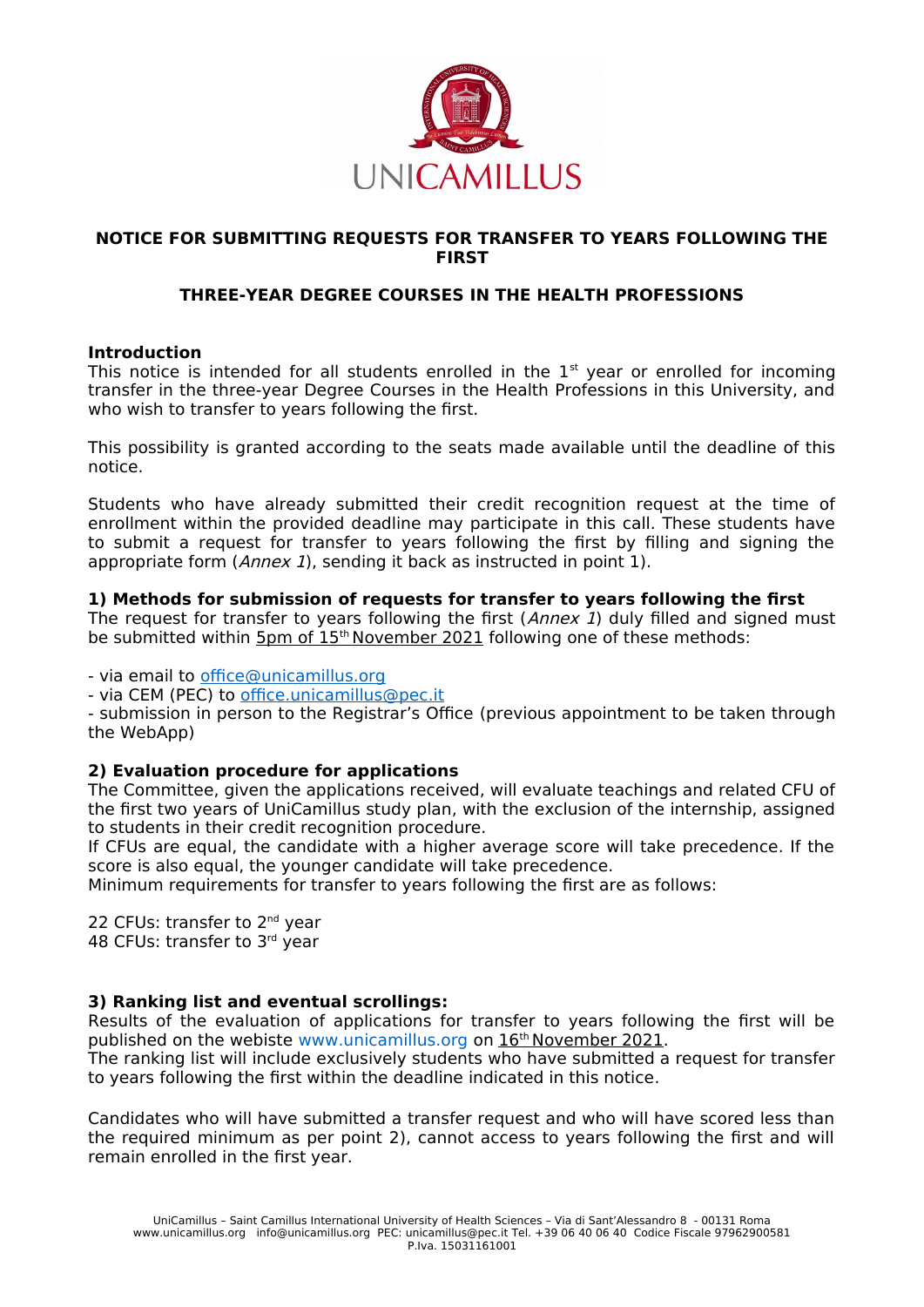UNICAMILLUS

## NOTICE FOR SUBMITTING REQUESTS FOR TRANSFER TO YEARS FOLLOWING THE FIRST

## THREE-YEAR DEGREE COURSES IN THE HEALTH PROFESSIONS

### Introduction

This notice is intended for all students enrolled in the 1st year or enrolled for incoming transfer in the three-year Degree Courses in the Health Professions in this University, and who wish to transfer to years following the first.

This possibility is granted according to the seats made available until the deadline of this notice.

Students who have already submitted their credit recognition request at the time of enrollment within the provided deadline may participate in this call. These students have to submit a request for transfer to years following the first by filling and signing the appropriate form (*Annex 1*), sending it back as instructed in point 1).

### 1) Methods for submission of requests for transfer to years following the first

The request for transfer to years following the first (*Annex 1*) duly filled and signed must be submitted within 5pm of 15th November 2021 following one of these methods:

- via email to office@unicamillus.org
- via CEM (PEC) to office.unicamillus@pec.it
- submission in person to the Registrar's Office (previous appointment to be taken through the WebApp)

### 2) Evaluation procedure for applications

The Committee, given the applications received, will evaluate teachings and related CFU of the first two years of UniCamillus study plan, with the exclusion of the internship, assigned to students in their credit recognition procedure.
If CFUs are equal, the candidate with a higher average score will take precedence. If the score is also equal, the younger candidate will take precedence.
Minimum requirements for transfer to years following the first are as follows:

22 CFUs: transfer to 2nd year
48 CFUs: transfer to 3rd year

### 3) Ranking list and eventual scrollings:

Results of the evaluation of applications for transfer to years following the first will be published on the webiste www.unicamillus.org on 16th November 2021.
The ranking list will include exclusively students who have submitted a request for transfer to years following the first within the deadline indicated in this notice.

Candidates who will have submitted a transfer request and who will have scored less than the required minimum as per point 2), cannot access to years following the first and will remain enrolled in the first year.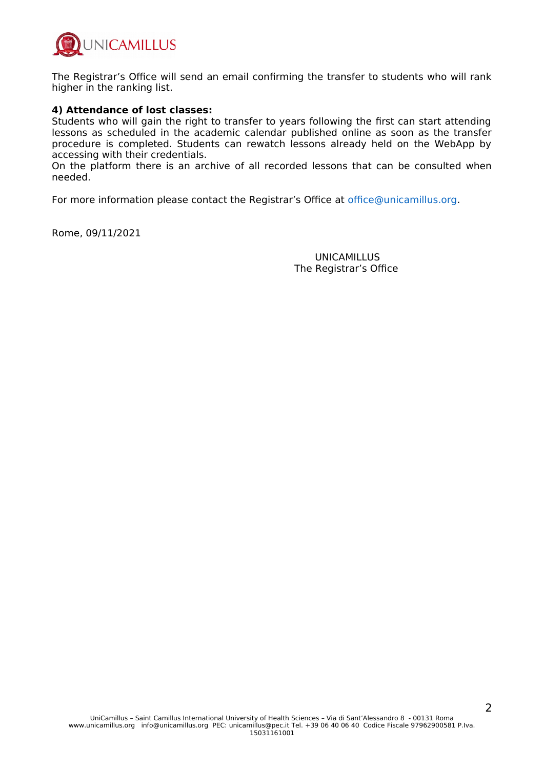The Registrar's Office will send an email confirming the transfer to students who will rank higher in the ranking list.

**4) Attendance of lost classes:**

Students who will gain the right to transfer to years following the first can start attending lessons as scheduled in the academic calendar published online as soon as the transfer procedure is completed. Students can rewatch lessons already held on the WebApp by accessing with their credentials.

On the platform there is an archive of all recorded lessons that can be consulted when needed.

For more information please contact the Registrar's Office at office@unicamillus.org.

Rome, 09/11/2021

UNICAMILLUS
The Registrar's Office